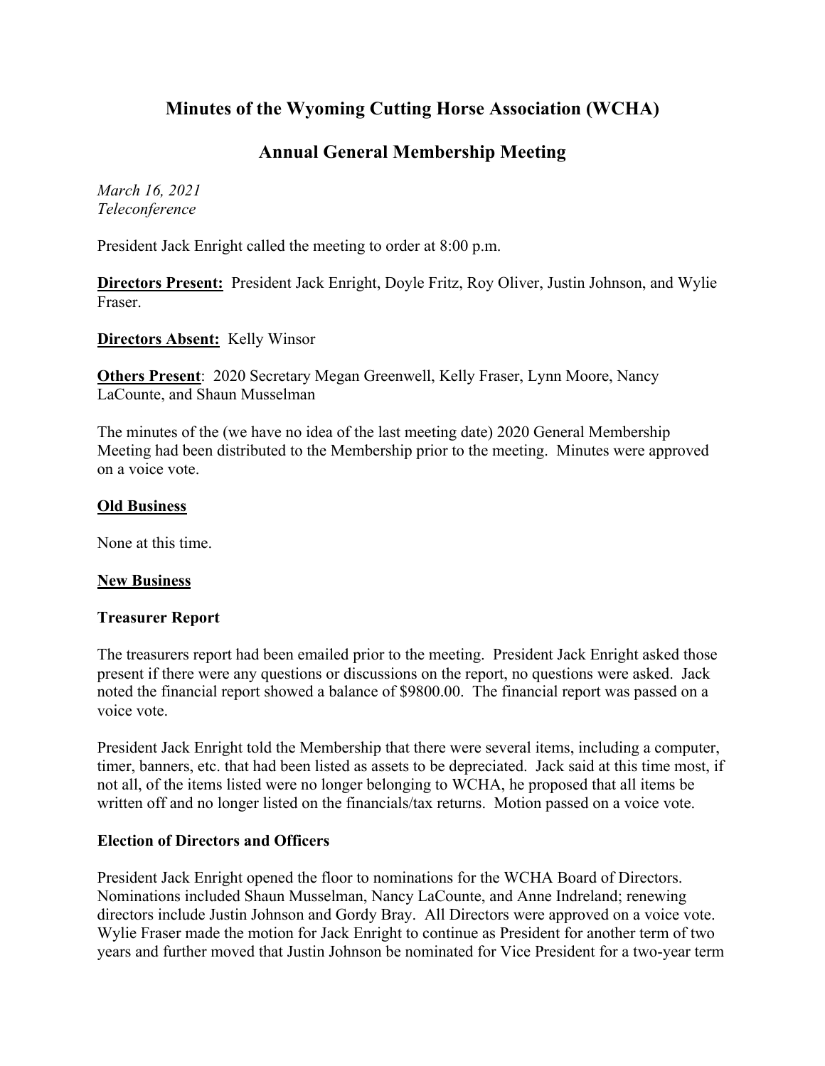# Minutes of the Wyoming Cutting Horse Association (WCHA)

## Annual General Membership Meeting

*March 16, 2021*
*Teleconference*

President Jack Enright called the meeting to order at 8:00 p.m.

**Directors Present:** President Jack Enright, Doyle Fritz, Roy Oliver, Justin Johnson, and Wylie Fraser.

**Directors Absent:** Kelly Winsor

**Others Present**: 2020 Secretary Megan Greenwell, Kelly Fraser, Lynn Moore, Nancy LaCounte, and Shaun Musselman

The minutes of the (we have no idea of the last meeting date) 2020 General Membership Meeting had been distributed to the Membership prior to the meeting. Minutes were approved on a voice vote.

**Old Business**

None at this time.

**New Business**

### Treasurer Report

The treasurers report had been emailed prior to the meeting. President Jack Enright asked those present if there were any questions or discussions on the report, no questions were asked. Jack noted the financial report showed a balance of $9800.00. The financial report was passed on a voice vote.

President Jack Enright told the Membership that there were several items, including a computer, timer, banners, etc. that had been listed as assets to be depreciated. Jack said at this time most, if not all, of the items listed were no longer belonging to WCHA, he proposed that all items be written off and no longer listed on the financials/tax returns. Motion passed on a voice vote.

### Election of Directors and Officers

President Jack Enright opened the floor to nominations for the WCHA Board of Directors. Nominations included Shaun Musselman, Nancy LaCounte, and Anne Indreland; renewing directors include Justin Johnson and Gordy Bray. All Directors were approved on a voice vote. Wylie Fraser made the motion for Jack Enright to continue as President for another term of two years and further moved that Justin Johnson be nominated for Vice President for a two-year term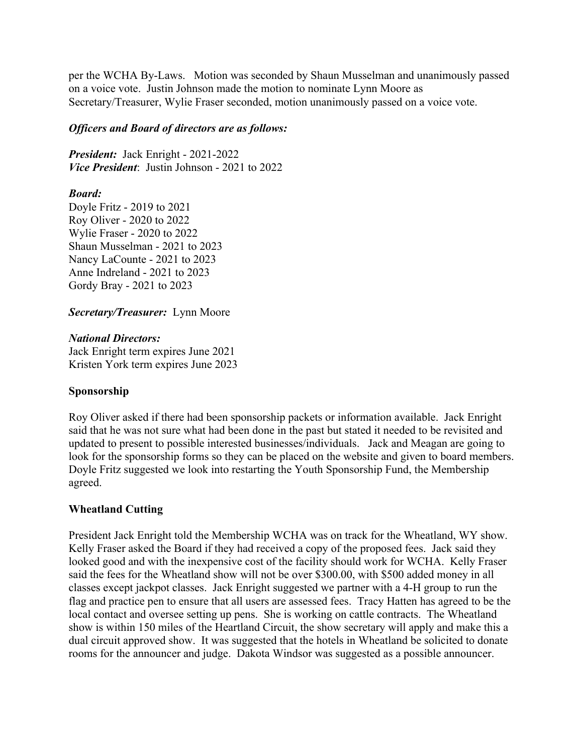per the WCHA By-Laws. Motion was seconded by Shaun Musselman and unanimously passed on a voice vote. Justin Johnson made the motion to nominate Lynn Moore as Secretary/Treasurer, Wylie Fraser seconded, motion unanimously passed on a voice vote.

***Officers and Board of directors are as follows:***

***President:*** Jack Enright - 2021-2022
***Vice President***: Justin Johnson - 2021 to 2022

***Board:***
Doyle Fritz - 2019 to 2021
Roy Oliver - 2020 to 2022
Wylie Fraser - 2020 to 2022
Shaun Musselman - 2021 to 2023
Nancy LaCounte - 2021 to 2023
Anne Indreland - 2021 to 2023
Gordy Bray - 2021 to 2023

***Secretary/Treasurer:*** Lynn Moore

***National Directors:***
Jack Enright term expires June 2021
Kristen York term expires June 2023

**Sponsorship**

Roy Oliver asked if there had been sponsorship packets or information available. Jack Enright said that he was not sure what had been done in the past but stated it needed to be revisited and updated to present to possible interested businesses/individuals. Jack and Meagan are going to look for the sponsorship forms so they can be placed on the website and given to board members. Doyle Fritz suggested we look into restarting the Youth Sponsorship Fund, the Membership agreed.

**Wheatland Cutting**

President Jack Enright told the Membership WCHA was on track for the Wheatland, WY show. Kelly Fraser asked the Board if they had received a copy of the proposed fees. Jack said they looked good and with the inexpensive cost of the facility should work for WCHA. Kelly Fraser said the fees for the Wheatland show will not be over $300.00, with $500 added money in all classes except jackpot classes. Jack Enright suggested we partner with a 4-H group to run the flag and practice pen to ensure that all users are assessed fees. Tracy Hatten has agreed to be the local contact and oversee setting up pens. She is working on cattle contracts. The Wheatland show is within 150 miles of the Heartland Circuit, the show secretary will apply and make this a dual circuit approved show. It was suggested that the hotels in Wheatland be solicited to donate rooms for the announcer and judge. Dakota Windsor was suggested as a possible announcer.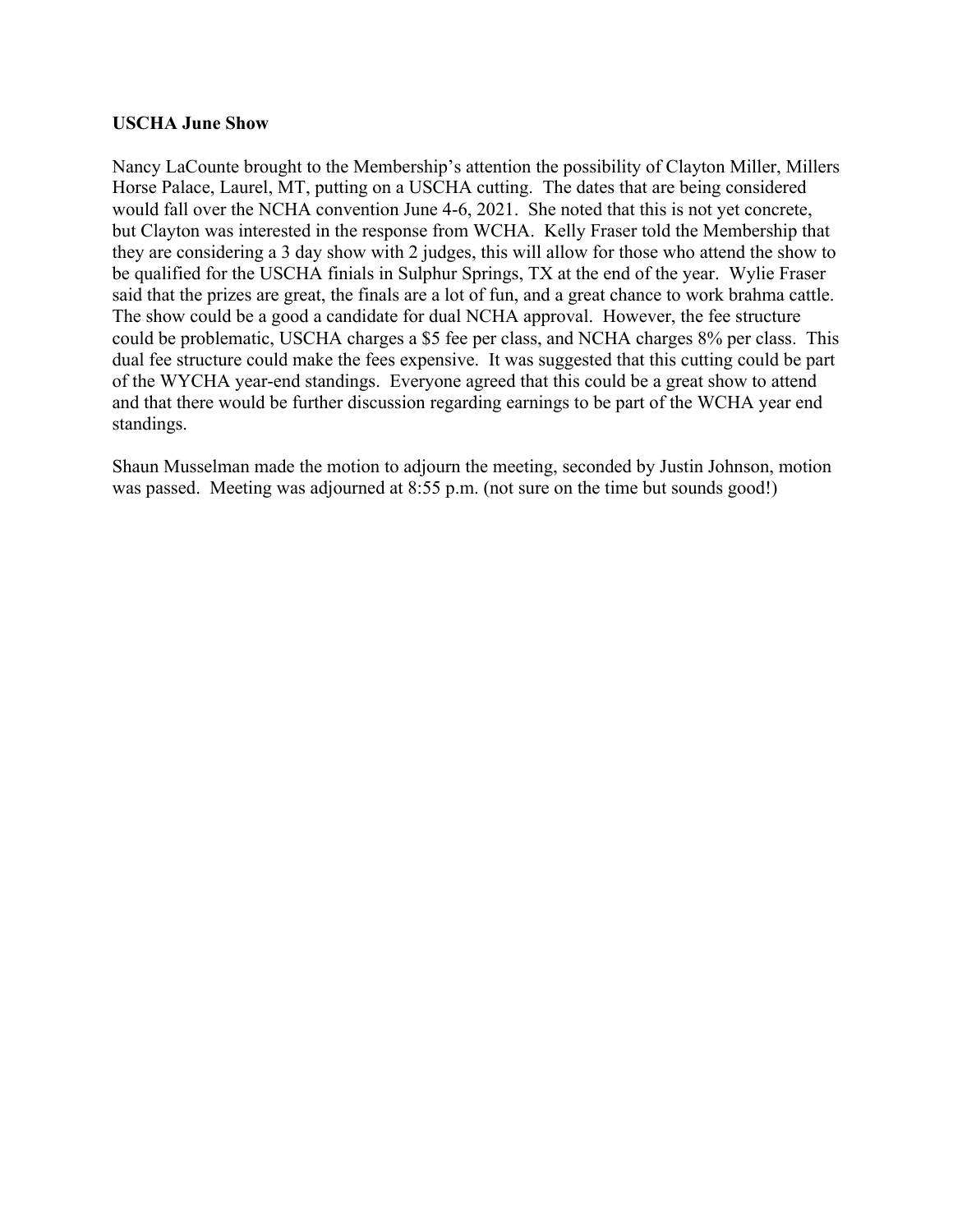**USCHA June Show**

Nancy LaCounte brought to the Membership's attention the possibility of Clayton Miller, Millers Horse Palace, Laurel, MT, putting on a USCHA cutting. The dates that are being considered would fall over the NCHA convention June 4-6, 2021. She noted that this is not yet concrete, but Clayton was interested in the response from WCHA. Kelly Fraser told the Membership that they are considering a 3 day show with 2 judges, this will allow for those who attend the show to be qualified for the USCHA finials in Sulphur Springs, TX at the end of the year. Wylie Fraser said that the prizes are great, the finals are a lot of fun, and a great chance to work brahma cattle. The show could be a good a candidate for dual NCHA approval. However, the fee structure could be problematic, USCHA charges a $5 fee per class, and NCHA charges 8% per class. This dual fee structure could make the fees expensive. It was suggested that this cutting could be part of the WYCHA year-end standings. Everyone agreed that this could be a great show to attend and that there would be further discussion regarding earnings to be part of the WCHA year end standings.

Shaun Musselman made the motion to adjourn the meeting, seconded by Justin Johnson, motion was passed. Meeting was adjourned at 8:55 p.m. (not sure on the time but sounds good!)